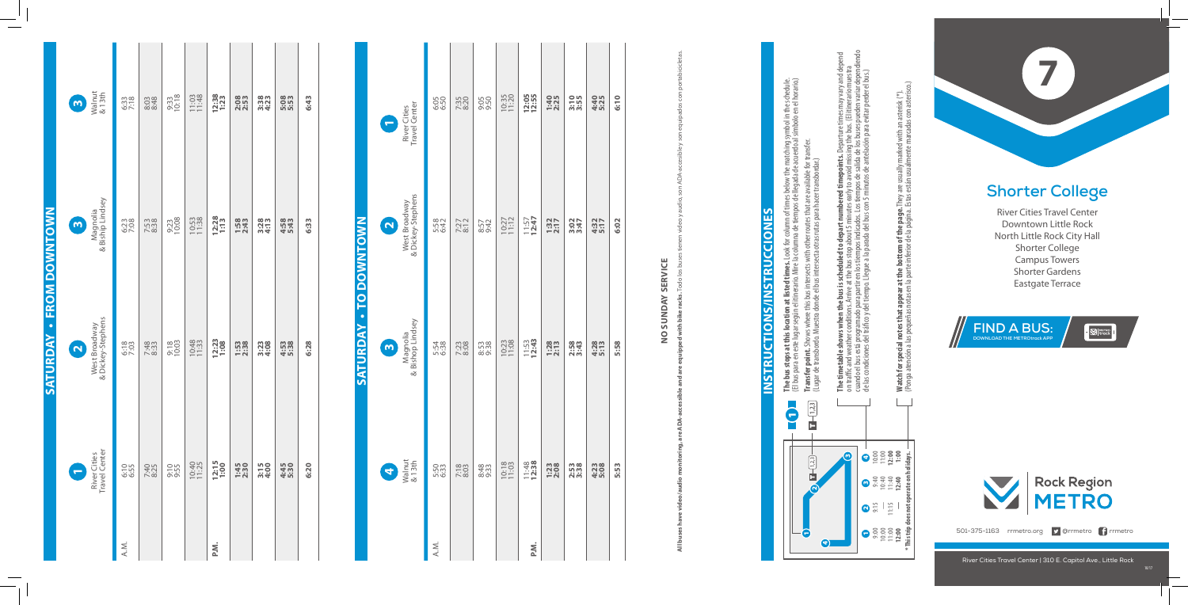# 7

## Shorter College

River Cities Travel Center
Downtown Little Rock
North Little Rock City Hall
Shorter College
Campus Towers
Shorter Gardens
Eastgate Terrace

**FIND A BUS:** DOWNLOAD THE METROtrack APP

Rock Region METRO

501-375-1163 rrmetro.org @rrmetro rrmetro

River Cities Travel Center | 310 E. Capitol Ave., Little Rock

## SATURDAY • FROM DOWNTOWN

| | 1 River Cities Travel Center | 2 West Broadway & Dickey-Stephens | 3 Magnolia & Bishop Lindsey | 3 Walnut & 13th |
|---|---|---|---|---|
| A.M. | 6:10 | 6:18 | 6:23 | 6:33 |
| | 6:55 | 7:03 | 7:08 | 7:18 |
| | 7:40 | 7:48 | 7:53 | 8:03 |
| | 8:25 | 8:33 | 8:38 | 8:48 |
| | 9:10 | 9:18 | 9:23 | 9:33 |
| | 9:55 | 10:03 | 10:08 | 10:18 |
| | 10:40 | 10:48 | 10:53 | 11:03 |
| | 11:25 | 11:33 | 11:38 | 11:48 |
| P.M. | **12:15** | **12:23** | **12:28** | **12:38** |
| | **1:00** | **1:08** | **1:13** | **1:23** |
| | **1:45** | **1:53** | **1:58** | **2:08** |
| | **2:30** | **2:38** | **2:43** | **2:53** |
| | **3:15** | **3:23** | **3:28** | **3:38** |
| | **4:00** | **4:08** | **4:13** | **4:23** |
| | **4:45** | **4:53** | **4:58** | **5:08** |
| | **5:30** | **5:38** | **5:43** | **5:53** |
| | **6:20** | **6:28** | **6:33** | **6:43** |

## SATURDAY • TO DOWNTOWN

| | 4 Walnut & 13th | 3 Magnolia & Bishop Lindsey | 2 West Broadway & Dickey-Stephens | 1 River Cities Travel Center |
|---|---|---|---|---|
| A.M. | 5:50 | 5:54 | 5:58 | 6:05 |
| | 6:33 | 6:38 | 6:42 | 6:50 |
| | 7:18 | 7:23 | 7:27 | 7:35 |
| | 8:03 | 8:08 | 8:12 | 8:20 |
| | 8:48 | 8:53 | 8:57 | 9:05 |
| | 9:33 | 9:38 | 9:42 | 9:50 |
| | 10:18 | 10:23 | 10:27 | 10:35 |
| | 11:03 | 11:08 | 11:12 | 11:20 |
| P.M. | 11:48 | 11:53 | 11:57 | **12:05** |
| | **12:38** | **12:43** | **12:47** | **12:55** |
| | **1:23** | **1:28** | **1:32** | **1:40** |
| | **2:08** | **2:13** | **2:17** | **2:25** |
| | **2:53** | **2:58** | **3:02** | **3:10** |
| | **3:38** | **3:43** | **3:47** | **3:55** |
| | **4:23** | **4:28** | **4:32** | **4:40** |
| | **5:08** | **5:13** | **5:17** | **5:25** |
| | **5:53** | **5:58** | **6:02** | **6:10** |

**NO SUNDAY SERVICE**

**All buses have video/audio monitoring, are ADA-accessible and are equipped with bike racks.** Todo los buses tienen video y audio, son ADA-accesible y son equipados con portabicicletas.

## INSTRUCTIONS/INSTRUCCIONES

| 1 | 2 | 3 | 4 |
|---|---|---|---|
| 9:00 | 9:15 | 9:40 | 10:00 |
| 10:00 | — | 10:40 | 11:00 |
| 11:00 | 11:15 | 11:40 | **12:00** |
| **12:00** | — | **12:40** | **1:00** |

**\* This trip does not operate on holidays.**

**The bus stops at this location at listed times.** Look for column of times below the matching symbol in the schedule. (El bus para en este lugar según el itinerario. Mire la columna de tiempos de llegada de acuerdo al símbolo en el horario.)

**Transfer point.** Shows where this bus intersects with other routes that are available for transfer. (Lugar de transbordo. Muestra dónde el bus intersecta otras rutas para hacer transbordar.)

**The timetable shows when the bus is scheduled to depart numbered timepoints.** Departure times may vary and depend on traffic and weather conditions. Arrive at the bus stop about 5 minutes early to avoid missing the bus. (El itinerario muestra cuando el bus está programado para partir en los tiempos indicados. Los tiempos de salida de los buses pueden variar dependiendo de las condiciones del tráfico y del tiempo. Llegue a la parada del bus con 5 minutos de antelación para evitar perder el bus.)

**Watch for special notes that appear at the bottom of the page.** They are usually marked with an asterisk (\*). (Ponga atención a las pequeñas notas en la parte inferior de la página. Éstas están usualmente marcadas con asterisco.)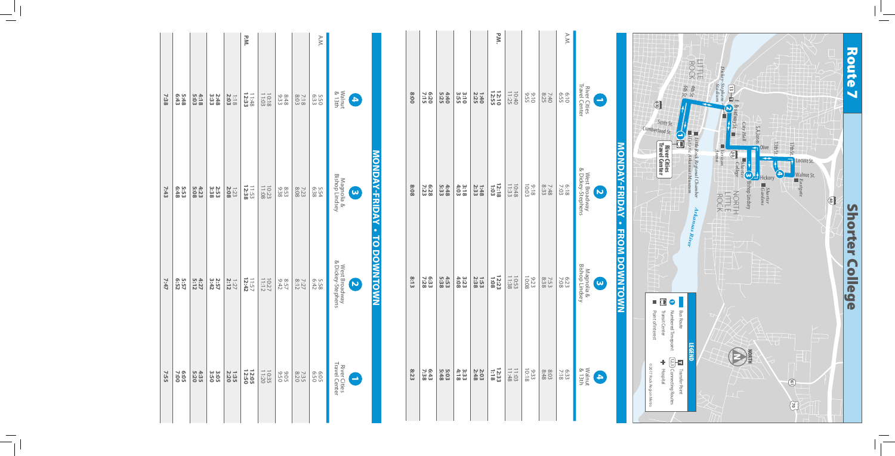# Route 7 Shorter College

## MONDAY-FRIDAY • FROM DOWNTOWN

| | 1 River Cities Travel Center | 2 West Broadway & Dickey-Stephens | 3 Magnolia & Bishop Lindsey | 4 Walnut & 13th |
|---|---|---|---|---|
| A.M. | 6:10 | 6:18 | 6:23 | 6:33 |
| | 6:55 | 7:03 | 7:08 | 7:18 |
| | 7:40 | 7:48 | 7:53 | 8:03 |
| | 8:25 | 8:33 | 8:38 | 8:48 |
| | 9:10 | 9:18 | 9:23 | 9:33 |
| | 9:55 | 10:03 | 10:08 | 10:18 |
| | 10:40 | 10:48 | 10:53 | 11:03 |
| | 11:25 | 11:33 | 11:38 | 11:48 |
| P.M. | **12:10** | **12:18** | **12:23** | **12:33** |
| | **12:55** | **1:03** | **1:08** | **1:18** |
| | **1:40** | **1:48** | **1:53** | **2:03** |
| | **2:25** | **2:33** | **2:38** | **2:48** |
| | **3:10** | **3:18** | **3:23** | **3:33** |
| | **3:55** | **4:03** | **4:08** | **4:18** |
| | **4:40** | **4:48** | **4:53** | **5:03** |
| | **5:25** | **5:33** | **5:38** | **5:48** |
| | **6:20** | **6:28** | **6:33** | **6:43** |
| | **7:15** | **7:23** | **7:28** | **7:38** |
| | **8:00** | **8:08** | **8:13** | **8:23** |

## MONDAY-FRIDAY • TO DOWNTOWN

| | 4 Walnut & 13th | 3 Magnolia & Bishop Lindsey | 2 West Broadway & Dickey-Stephens | 1 River Cities Travel Center |
|---|---|---|---|---|
| A.M. | 5:50 | 5:54 | 5:58 | 6:05 |
| | 6:33 | 6:38 | 6:42 | 6:50 |
| | 7:18 | 7:23 | 7:27 | 7:35 |
| | 8:03 | 8:08 | 8:12 | 8:20 |
| | 8:48 | 8:53 | 8:57 | 9:05 |
| | 9:33 | 9:38 | 9:42 | 9:50 |
| | 10:18 | 10:23 | 10:27 | 10:35 |
| | 11:03 | 11:08 | 11:12 | 11:20 |
| | 11:48 | 11:53 | 11:57 | **12:05** |
| P.M. | **12:33** | **12:38** | **12:42** | **12:50** |
| | **1:18** | **1:23** | **1:27** | **1:35** |
| | **2:03** | **2:08** | **2:12** | **2:20** |
| | **2:48** | **2:53** | **2:57** | **3:05** |
| | **3:33** | **3:38** | **3:42** | **3:50** |
| | **4:18** | **4:23** | **4:27** | **4:35** |
| | **5:03** | **5:08** | **5:12** | **5:20** |
| | **5:48** | **5:53** | **5:57** | **6:05** |
| | **6:43** | **6:48** | **6:52** | **7:00** |
| | **7:38** | **7:43** | **7:47** | **7:55** |

LEGEND

Bus Route
Numbered Timepoint
Transit Center
Point of Interest
Transfer Point
Connecting Routes
Hospital

©2017 Rock Region Metro

Dickey-Stephens Stadium
LITTLE ROCK
NORTH LITTLE ROCK
Arkansas River
River Cities Travel Center
Little Rock Regional Chamber
Historic Arkansas Museum
City Hall
Verizon Arena
Shorter College
Shorter Gardens
Eastgate
E. Broadway St.
S.A. Jones
Olive
13th St.
17th St.
Locust St.
Walnut St.
Hickory
Bishop Lindsey
4th St.
6th St.
Scott St.
Cumberland St.
NORTH